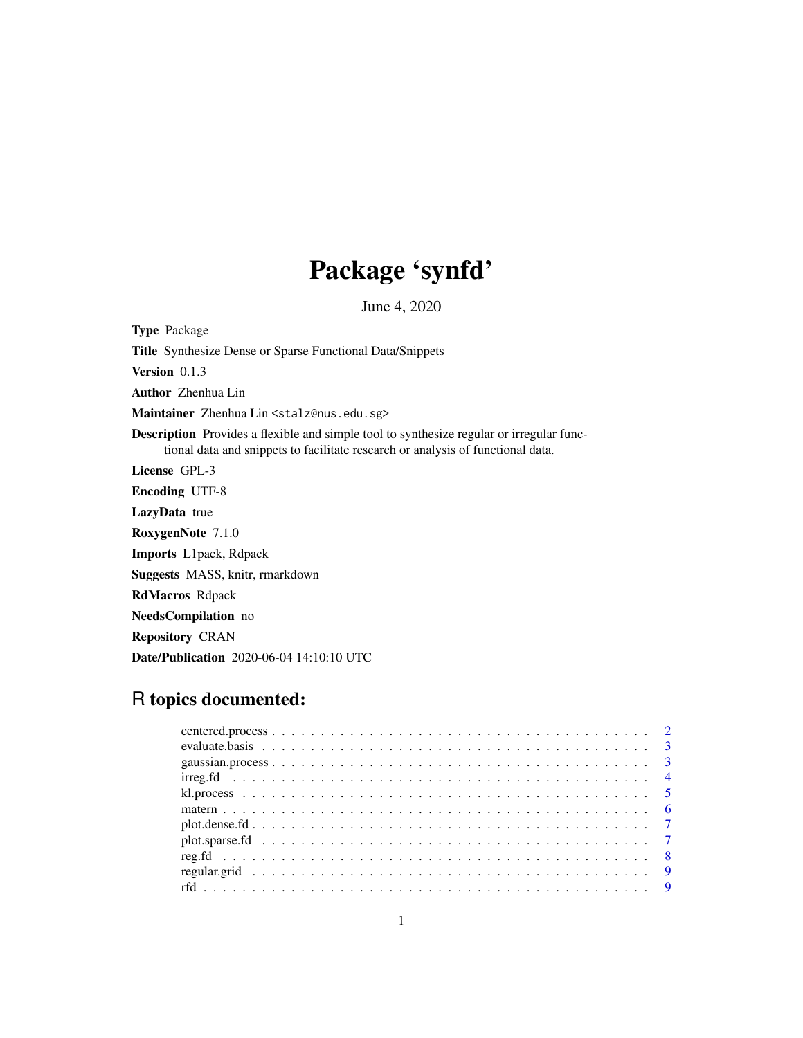# Package 'synfd'

June 4, 2020

**Type** Package

**Title** Synthesize Dense or Sparse Functional Data/Snippets

**Version** 0.1.3

**Author** Zhenhua Lin

**Maintainer** Zhenhua Lin <stalz@nus.edu.sg>

**Description** Provides a flexible and simple tool to synthesize regular or irregular functional data and snippets to facilitate research or analysis of functional data.

**License** GPL-3

**Encoding** UTF-8

**LazyData** true

**RoxygenNote** 7.1.0

**Imports** L1pack, Rdpack

**Suggests** MASS, knitr, rmarkdown

**RdMacros** Rdpack

**NeedsCompilation** no

**Repository** CRAN

**Date/Publication** 2020-06-04 14:10:10 UTC

## R topics documented:

- centered.process . . . . . . . . . . . . . . . . . . . . . . . . . . . . . . . . . . . . . . 2
- evaluate.basis . . . . . . . . . . . . . . . . . . . . . . . . . . . . . . . . . . . . . . . . 3
- gaussian.process . . . . . . . . . . . . . . . . . . . . . . . . . . . . . . . . . . . . . . 3
- irreg.fd . . . . . . . . . . . . . . . . . . . . . . . . . . . . . . . . . . . . . . . . . . . 4
- kl.process . . . . . . . . . . . . . . . . . . . . . . . . . . . . . . . . . . . . . . . . . . 5
- matern . . . . . . . . . . . . . . . . . . . . . . . . . . . . . . . . . . . . . . . . . . . . 6
- plot.dense.fd . . . . . . . . . . . . . . . . . . . . . . . . . . . . . . . . . . . . . . . . 7
- plot.sparse.fd . . . . . . . . . . . . . . . . . . . . . . . . . . . . . . . . . . . . . . . 7
- reg.fd . . . . . . . . . . . . . . . . . . . . . . . . . . . . . . . . . . . . . . . . . . . . 8
- regular.grid . . . . . . . . . . . . . . . . . . . . . . . . . . . . . . . . . . . . . . . . . 9
- rfd . . . . . . . . . . . . . . . . . . . . . . . . . . . . . . . . . . . . . . . . . . . . . . 9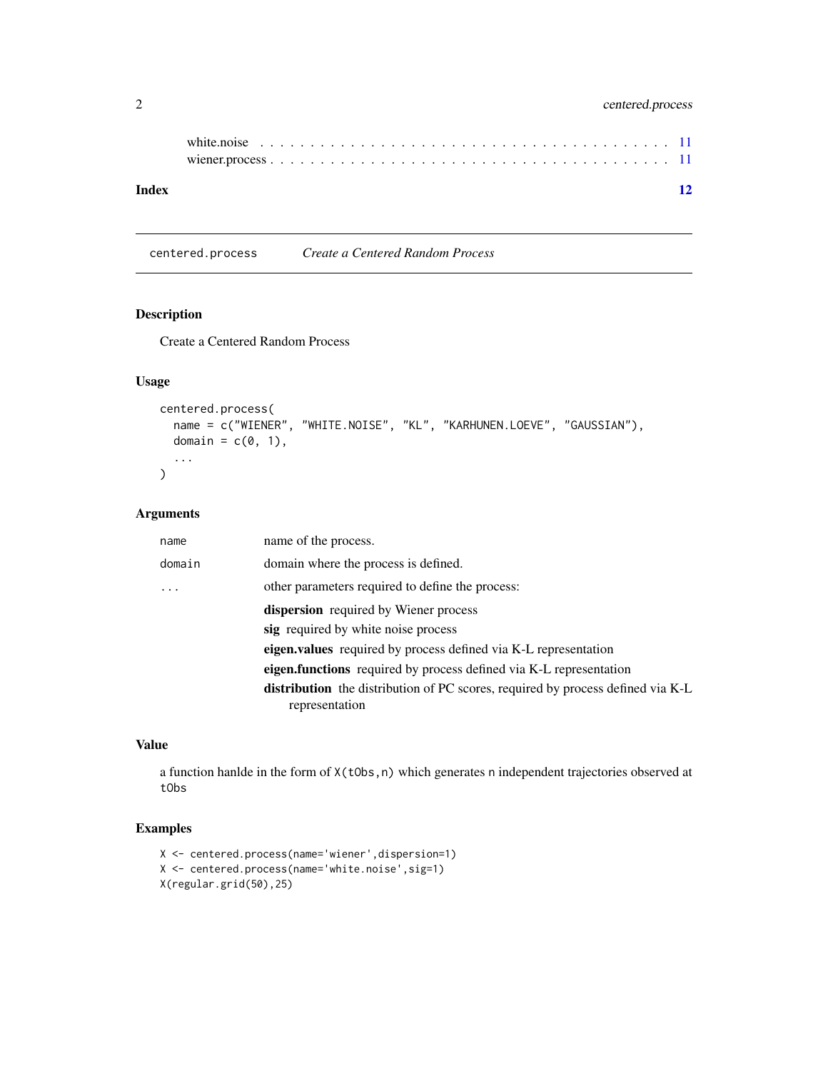white.noise . . . . . . . . . . . . . . . . . . . . . . . . . . . . . . . . . . . . . . . 11
wiener.process . . . . . . . . . . . . . . . . . . . . . . . . . . . . . . . . . . . . . . . 11

**Index** **12**

---

`centered.process` *Create a Centered Random Process*

---

## Description

Create a Centered Random Process

## Usage

```
centered.process(
  name = c("WIENER", "WHITE.NOISE", "KL", "KARHUNEN.LOEVE", "GAUSSIAN"),
  domain = c(0, 1),
  ...
)
```

## Arguments

| | |
|---|---|
| `name` | name of the process. |
| `domain` | domain where the process is defined. |
| `...` | other parameters required to define the process: **dispersion** required by Wiener process; **sig** required by white noise process; **eigen.values** required by process defined via K-L representation; **eigen.functions** required by process defined via K-L representation; **distribution** the distribution of PC scores, required by process defined via K-L representation |

## Value

a function hanlde in the form of `X(tObs,n)` which generates `n` independent trajectories observed at `tObs`

## Examples

```
X <- centered.process(name='wiener',dispersion=1)
X <- centered.process(name='white.noise',sig=1)
X(regular.grid(50),25)
```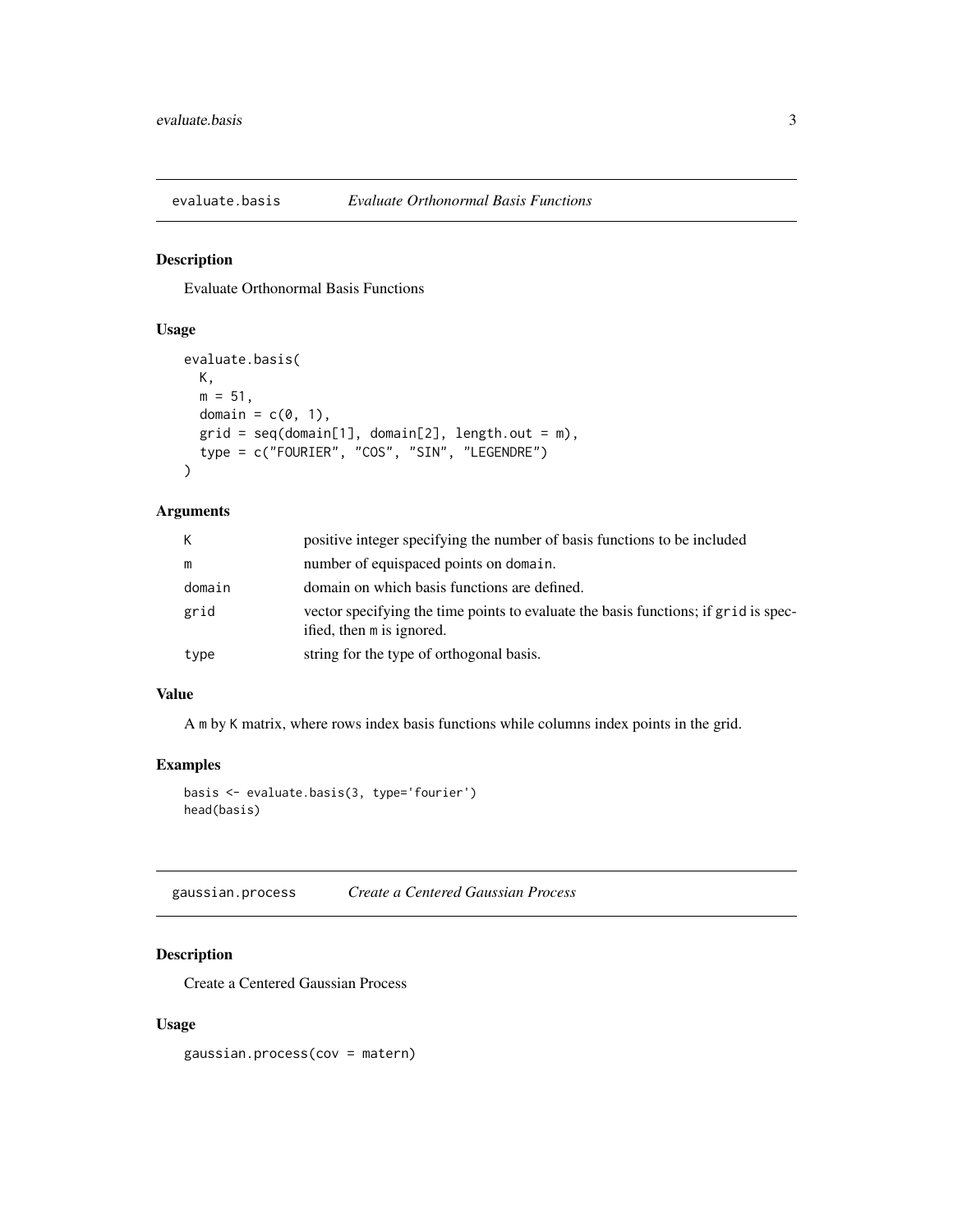## evaluate.basis *Evaluate Orthonormal Basis Functions*

### Description

Evaluate Orthonormal Basis Functions

### Usage

```
evaluate.basis(
  K,
  m = 51,
  domain = c(0, 1),
  grid = seq(domain[1], domain[2], length.out = m),
  type = c("FOURIER", "COS", "SIN", "LEGENDRE")
)
```

### Arguments

| | |
|---|---|
| `K` | positive integer specifying the number of basis functions to be included |
| `m` | number of equispaced points on `domain`. |
| `domain` | domain on which basis functions are defined. |
| `grid` | vector specifying the time points to evaluate the basis functions; if `grid` is specified, then `m` is ignored. |
| `type` | string for the type of orthogonal basis. |

### Value

A `m` by `K` matrix, where rows index basis functions while columns index points in the grid.

### Examples

```
basis <- evaluate.basis(3, type='fourier')
head(basis)
```

## gaussian.process *Create a Centered Gaussian Process*

### Description

Create a Centered Gaussian Process

### Usage

```
gaussian.process(cov = matern)
```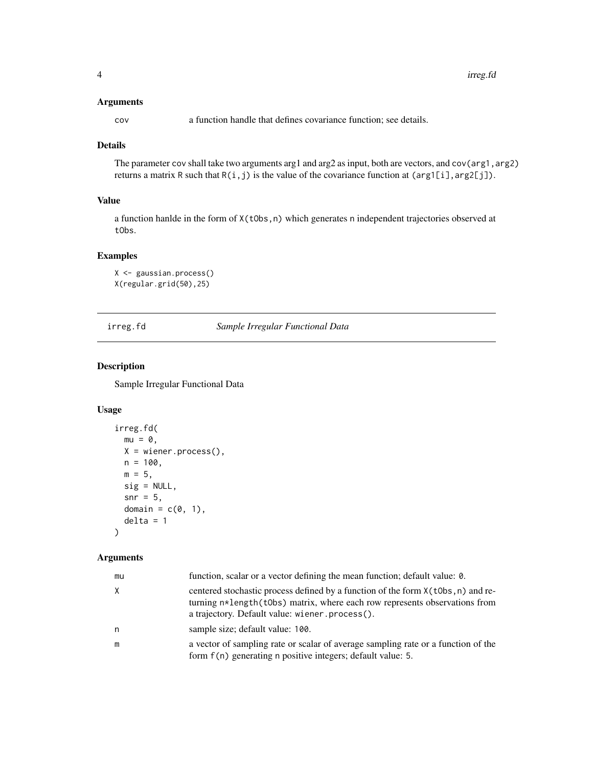### Arguments

- **cov** a function handle that defines covariance function; see details.

### Details

The parameter `cov` shall take two arguments arg1 and arg2 as input, both are vectors, and `cov(arg1,arg2)` returns a matrix `R` such that `R(i,j)` is the value of the covariance function at `(arg1[i],arg2[j])`.

### Value

a function hanlde in the form of `X(tObs,n)` which generates `n` independent trajectories observed at `tObs`.

### Examples

```
X <- gaussian.process()
X(regular.grid(50),25)
```

---

## irreg.fd — *Sample Irregular Functional Data*

### Description

Sample Irregular Functional Data

### Usage

```
irreg.fd(
  mu = 0,
  X = wiener.process(),
  n = 100,
  m = 5,
  sig = NULL,
  snr = 5,
  domain = c(0, 1),
  delta = 1
)
```

### Arguments

- **mu** function, scalar or a vector defining the mean function; default value: `0`.
- **X** centered stochastic process defined by a function of the form `X(tObs,n)` and returning `n*length(tObs)` matrix, where each row represents observations from a trajectory. Default value: `wiener.process()`.
- **n** sample size; default value: `100`.
- **m** a vector of sampling rate or scalar of average sampling rate or a function of the form `f(n)` generating `n` positive integers; default value: `5`.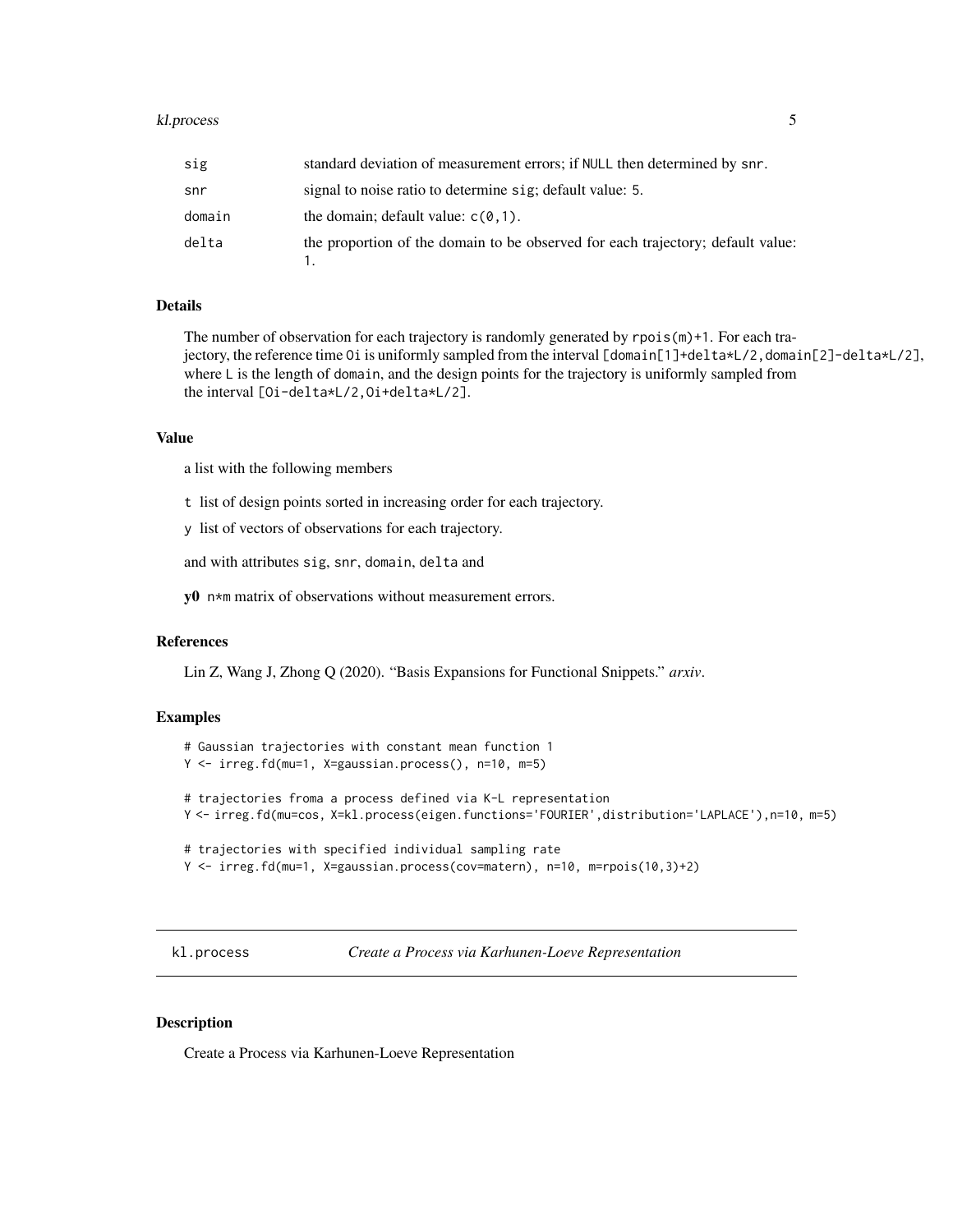| | |
|---|---|
| sig | standard deviation of measurement errors; if NULL then determined by snr. |
| snr | signal to noise ratio to determine sig; default value: 5. |
| domain | the domain; default value: c(0,1). |
| delta | the proportion of the domain to be observed for each trajectory; default value: 1. |

### Details

The number of observation for each trajectory is randomly generated by rpois(m)+1. For each trajectory, the reference time Oi is uniformly sampled from the interval [domain[1]+delta*L/2,domain[2]-delta*L/2], where L is the length of domain, and the design points for the trajectory is uniformly sampled from the interval [Oi-delta*L/2,Oi+delta*L/2].

### Value

a list with the following members

t list of design points sorted in increasing order for each trajectory.

y list of vectors of observations for each trajectory.

and with attributes sig, snr, domain, delta and

**y0** n*m matrix of observations without measurement errors.

### References

Lin Z, Wang J, Zhong Q (2020). "Basis Expansions for Functional Snippets." *arxiv*.

### Examples

```
# Gaussian trajectories with constant mean function 1
Y <- irreg.fd(mu=1, X=gaussian.process(), n=10, m=5)

# trajectories froma a process defined via K-L representation
Y <- irreg.fd(mu=cos, X=kl.process(eigen.functions='FOURIER',distribution='LAPLACE'),n=10, m=5)

# trajectories with specified individual sampling rate
Y <- irreg.fd(mu=1, X=gaussian.process(cov=matern), n=10, m=rpois(10,3)+2)
```

## kl.process *Create a Process via Karhunen-Loeve Representation*

### Description

Create a Process via Karhunen-Loeve Representation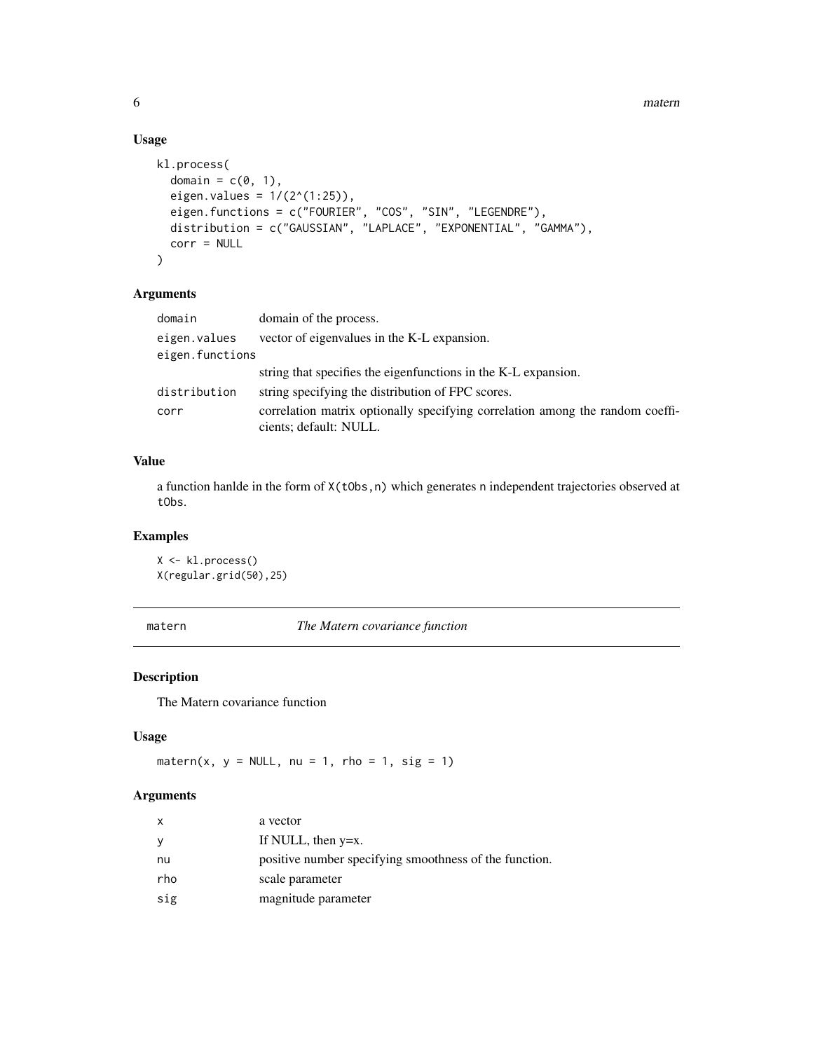### Usage

```
kl.process(
  domain = c(0, 1),
  eigen.values = 1/(2^(1:25)),
  eigen.functions = c("FOURIER", "COS", "SIN", "LEGENDRE"),
  distribution = c("GAUSSIAN", "LAPLACE", "EXPONENTIAL", "GAMMA"),
  corr = NULL
)
```

### Arguments

| | |
|---|---|
| `domain` | domain of the process. |
| `eigen.values` | vector of eigenvalues in the K-L expansion. |
| `eigen.functions` | string that specifies the eigenfunctions in the K-L expansion. |
| `distribution` | string specifying the distribution of FPC scores. |
| `corr` | correlation matrix optionally specifying correlation among the random coefficients; default: NULL. |

### Value

a function hanlde in the form of `X(tObs,n)` which generates `n` independent trajectories observed at `tObs`.

### Examples

```
X <- kl.process()
X(regular.grid(50),25)
```

---

## matern — *The Matern covariance function*

### Description

The Matern covariance function

### Usage

```
matern(x, y = NULL, nu = 1, rho = 1, sig = 1)
```

### Arguments

| | |
|---|---|
| `x` | a vector |
| `y` | If NULL, then y=x. |
| `nu` | positive number specifying smoothness of the function. |
| `rho` | scale parameter |
| `sig` | magnitude parameter |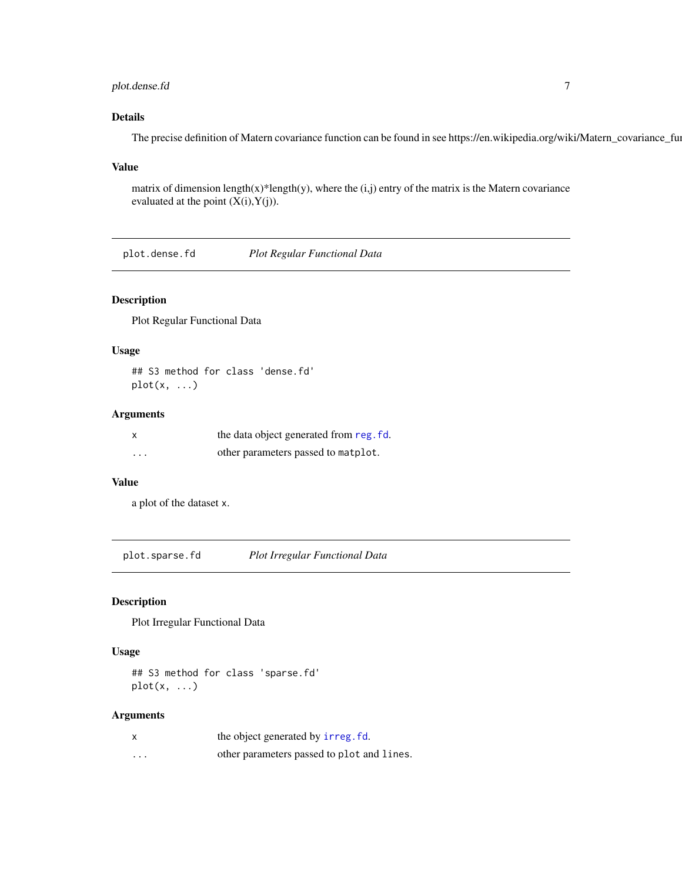### Details

The precise definition of Matern covariance function can be found in see https://en.wikipedia.org/wiki/Matern_covariance_fu

### Value

matrix of dimension length(x)*length(y), where the (i,j) entry of the matrix is the Matern covariance evaluated at the point (X(i),Y(j)).

---

## plot.dense.fd — *Plot Regular Functional Data*

### Description

Plot Regular Functional Data

### Usage

```
## S3 method for class 'dense.fd'
plot(x, ...)
```

### Arguments

| | |
|---|---|
| x | the data object generated from reg.fd. |
| ... | other parameters passed to matplot. |

### Value

a plot of the dataset x.

---

## plot.sparse.fd — *Plot Irregular Functional Data*

### Description

Plot Irregular Functional Data

### Usage

```
## S3 method for class 'sparse.fd'
plot(x, ...)
```

### Arguments

| | |
|---|---|
| x | the object generated by irreg.fd. |
| ... | other parameters passed to plot and lines. |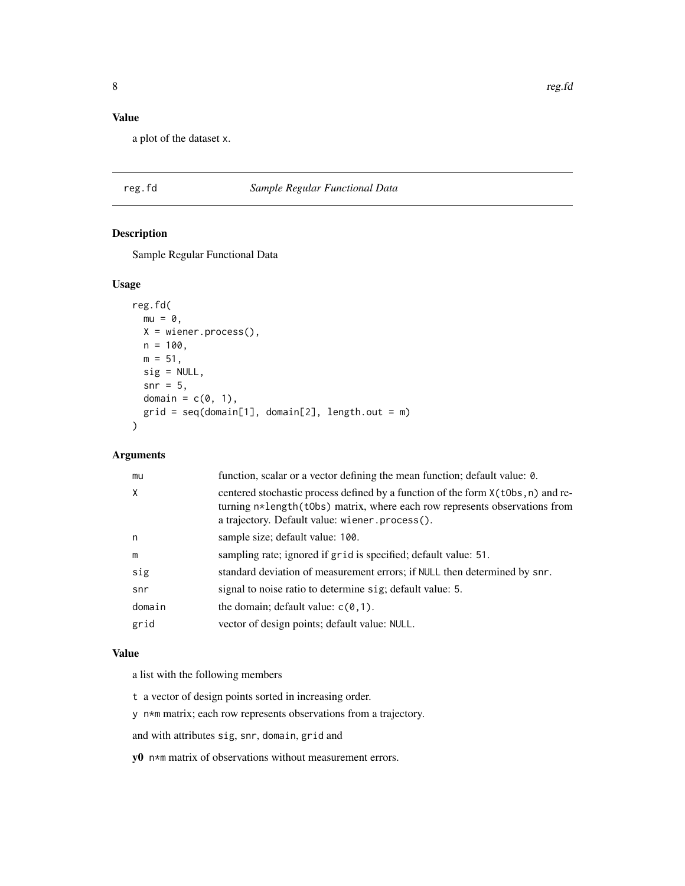### Value

a plot of the dataset x.

---

## reg.fd — *Sample Regular Functional Data*

### Description

Sample Regular Functional Data

### Usage

```
reg.fd(
  mu = 0,
  X = wiener.process(),
  n = 100,
  m = 51,
  sig = NULL,
  snr = 5,
  domain = c(0, 1),
  grid = seq(domain[1], domain[2], length.out = m)
)
```

### Arguments

| | |
|---|---|
| mu | function, scalar or a vector defining the mean function; default value: 0. |
| X | centered stochastic process defined by a function of the form X(tObs,n) and returning n*length(tObs) matrix, where each row represents observations from a trajectory. Default value: wiener.process(). |
| n | sample size; default value: 100. |
| m | sampling rate; ignored if grid is specified; default value: 51. |
| sig | standard deviation of measurement errors; if NULL then determined by snr. |
| snr | signal to noise ratio to determine sig; default value: 5. |
| domain | the domain; default value: c(0,1). |
| grid | vector of design points; default value: NULL. |

### Value

a list with the following members

t a vector of design points sorted in increasing order.

y n*m matrix; each row represents observations from a trajectory.

and with attributes sig, snr, domain, grid and

**y0** n*m matrix of observations without measurement errors.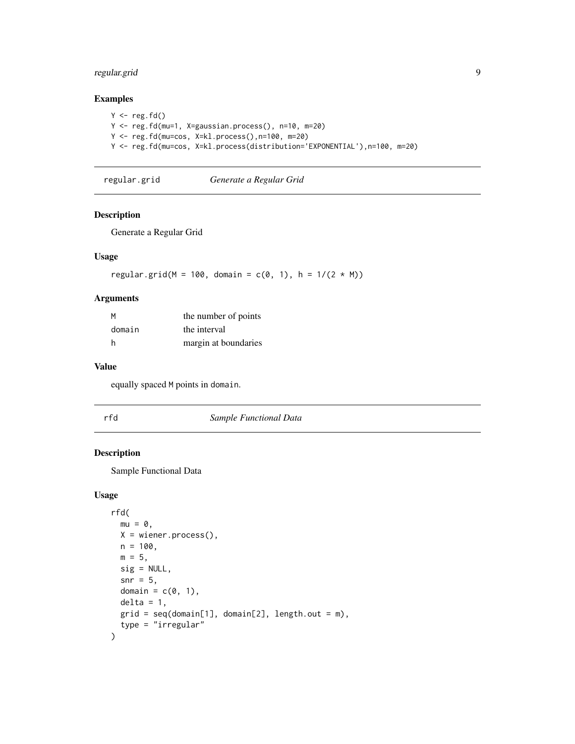### Examples

```
Y <- reg.fd()
Y <- reg.fd(mu=1, X=gaussian.process(), n=10, m=20)
Y <- reg.fd(mu=cos, X=kl.process(),n=100, m=20)
Y <- reg.fd(mu=cos, X=kl.process(distribution='EXPONENTIAL'),n=100, m=20)
```

## regular.grid *Generate a Regular Grid*

### Description

Generate a Regular Grid

### Usage

```
regular.grid(M = 100, domain = c(0, 1), h = 1/(2 * M))
```

### Arguments

| | |
|---|---|
| M | the number of points |
| domain | the interval |
| h | margin at boundaries |

### Value

equally spaced M points in domain.

## rfd *Sample Functional Data*

### Description

Sample Functional Data

### Usage

```
rfd(
  mu = 0,
  X = wiener.process(),
  n = 100,
  m = 5,
  sig = NULL,
  snr = 5,
  domain = c(0, 1),
  delta = 1,
  grid = seq(domain[1], domain[2], length.out = m),
  type = "irregular"
)
```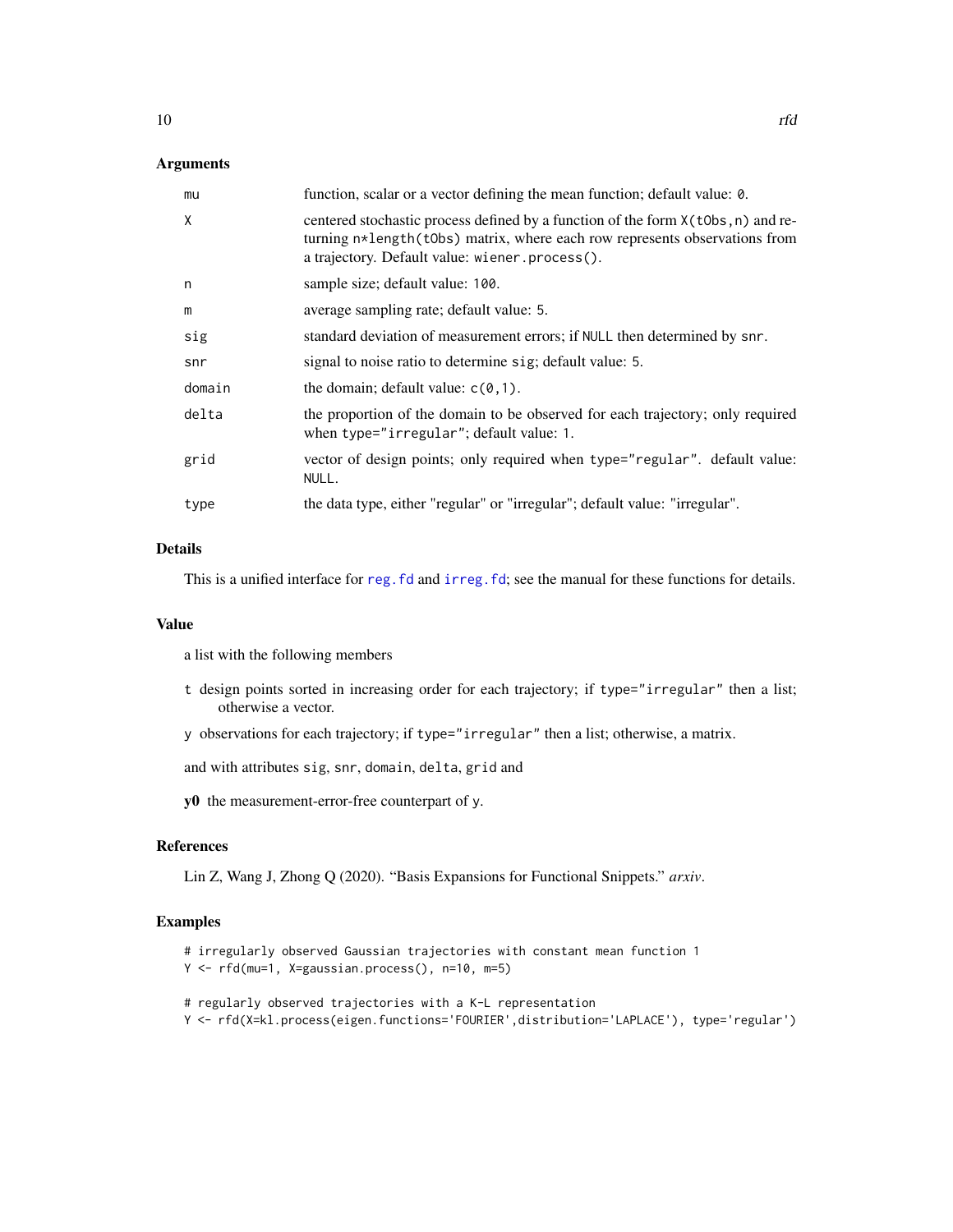### Arguments

| | |
|---|---|
| `mu` | function, scalar or a vector defining the mean function; default value: `0`. |
| `X` | centered stochastic process defined by a function of the form `X(tObs,n)` and returning `n*length(tObs)` matrix, where each row represents observations from a trajectory. Default value: `wiener.process()`. |
| `n` | sample size; default value: `100`. |
| `m` | average sampling rate; default value: 5. |
| `sig` | standard deviation of measurement errors; if `NULL` then determined by `snr`. |
| `snr` | signal to noise ratio to determine `sig`; default value: 5. |
| `domain` | the domain; default value: `c(0,1)`. |
| `delta` | the proportion of the domain to be observed for each trajectory; only required when `type="irregular"`; default value: `1`. |
| `grid` | vector of design points; only required when `type="regular"`. default value: `NULL`. |
| `type` | the data type, either "regular" or "irregular"; default value: "irregular". |

### Details

This is a unified interface for `reg.fd` and `irreg.fd`; see the manual for these functions for details.

### Value

a list with the following members

- `t` design points sorted in increasing order for each trajectory; if `type="irregular"` then a list; otherwise a vector.
- `y` observations for each trajectory; if `type="irregular"` then a list; otherwise, a matrix.

and with attributes `sig`, `snr`, `domain`, `delta`, `grid` and

**y0** the measurement-error-free counterpart of `y`.

### References

Lin Z, Wang J, Zhong Q (2020). "Basis Expansions for Functional Snippets." *arxiv*.

### Examples

```
# irregularly observed Gaussian trajectories with constant mean function 1
Y <- rfd(mu=1, X=gaussian.process(), n=10, m=5)

# regularly observed trajectories with a K-L representation
Y <- rfd(X=kl.process(eigen.functions='FOURIER',distribution='LAPLACE'), type='regular')
```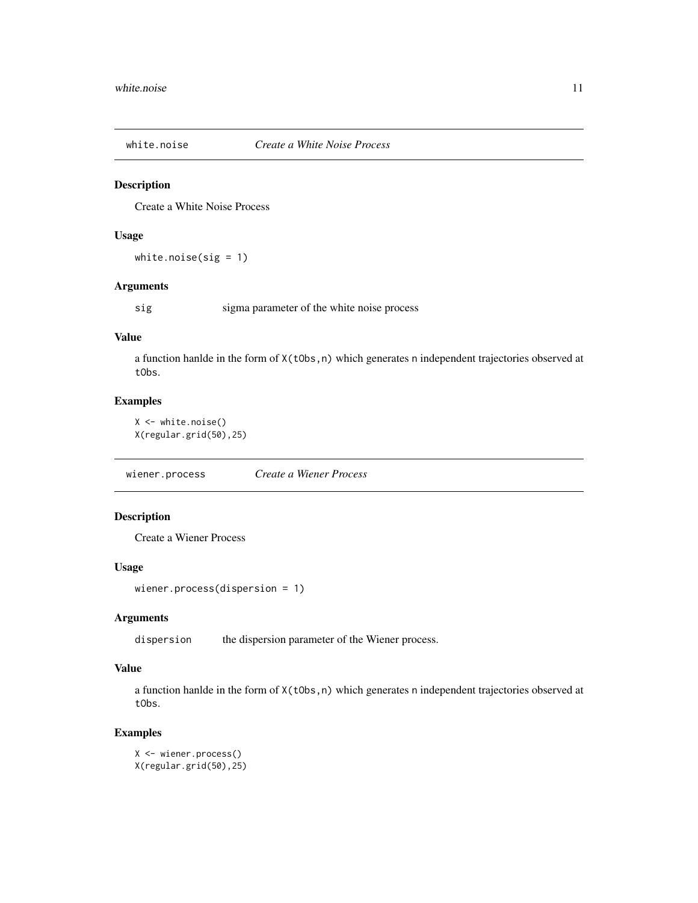## white.noise *Create a White Noise Process*

### Description

Create a White Noise Process

### Usage

```
white.noise(sig = 1)
```

### Arguments

| | |
|---|---|
| sig | sigma parameter of the white noise process |

### Value

a function hanlde in the form of `X(tObs,n)` which generates `n` independent trajectories observed at `tObs`.

### Examples

```
X <- white.noise()
X(regular.grid(50),25)
```

## wiener.process *Create a Wiener Process*

### Description

Create a Wiener Process

### Usage

```
wiener.process(dispersion = 1)
```

### Arguments

| | |
|---|---|
| dispersion | the dispersion parameter of the Wiener process. |

### Value

a function hanlde in the form of `X(tObs,n)` which generates `n` independent trajectories observed at `tObs`.

### Examples

```
X <- wiener.process()
X(regular.grid(50),25)
```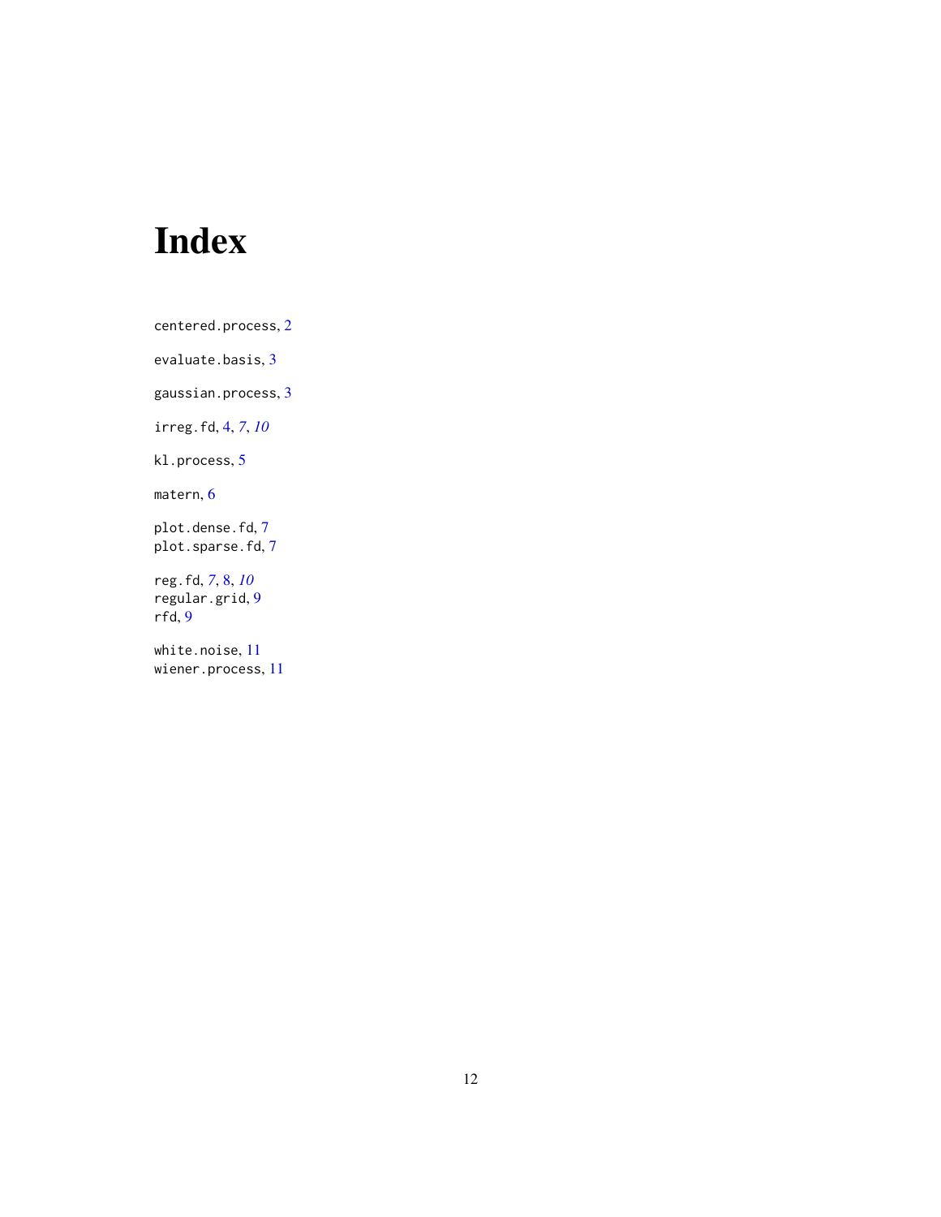# Index

centered.process, 2

evaluate.basis, 3

gaussian.process, 3

irreg.fd, 4, *7*, *10*

kl.process, 5

matern, 6

plot.dense.fd, 7
plot.sparse.fd, 7

reg.fd, *7*, 8, *10*
regular.grid, 9
rfd, 9

white.noise, 11
wiener.process, 11